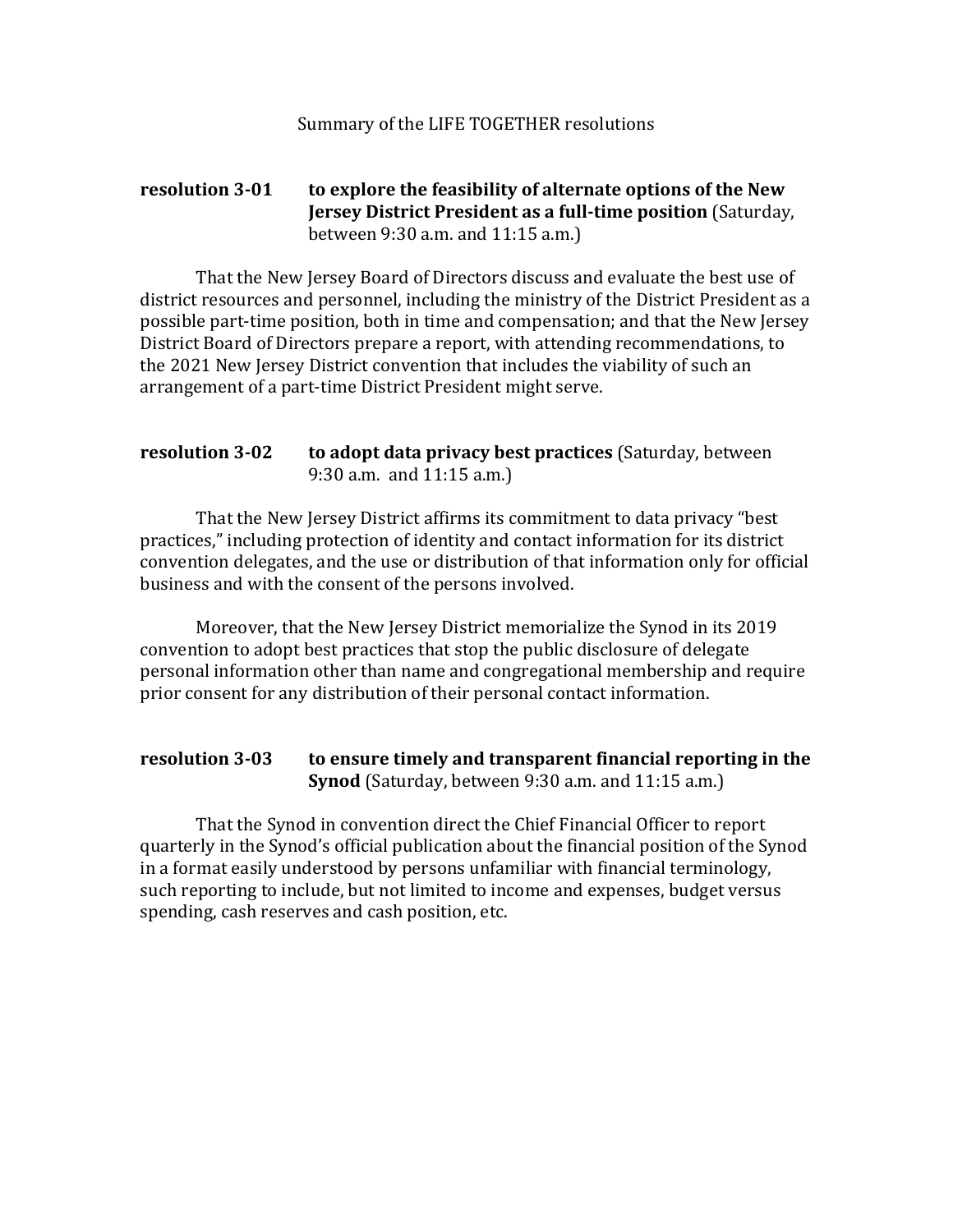Summary of the LIFE TOGETHER resolutions

**resolution 3-01** **to explore the feasibility of alternate options of the New Jersey District President as a full-time position** (Saturday, between 9:30 a.m. and 11:15 a.m.)

That the New Jersey Board of Directors discuss and evaluate the best use of district resources and personnel, including the ministry of the District President as a possible part-time position, both in time and compensation; and that the New Jersey District Board of Directors prepare a report, with attending recommendations, to the 2021 New Jersey District convention that includes the viability of such an arrangement of a part-time District President might serve.

**resolution 3-02** **to adopt data privacy best practices** (Saturday, between 9:30 a.m. and 11:15 a.m.)

That the New Jersey District affirms its commitment to data privacy "best practices," including protection of identity and contact information for its district convention delegates, and the use or distribution of that information only for official business and with the consent of the persons involved.

Moreover, that the New Jersey District memorialize the Synod in its 2019 convention to adopt best practices that stop the public disclosure of delegate personal information other than name and congregational membership and require prior consent for any distribution of their personal contact information.

**resolution 3-03** **to ensure timely and transparent financial reporting in the Synod** (Saturday, between 9:30 a.m. and 11:15 a.m.)

That the Synod in convention direct the Chief Financial Officer to report quarterly in the Synod's official publication about the financial position of the Synod in a format easily understood by persons unfamiliar with financial terminology, such reporting to include, but not limited to income and expenses, budget versus spending, cash reserves and cash position, etc.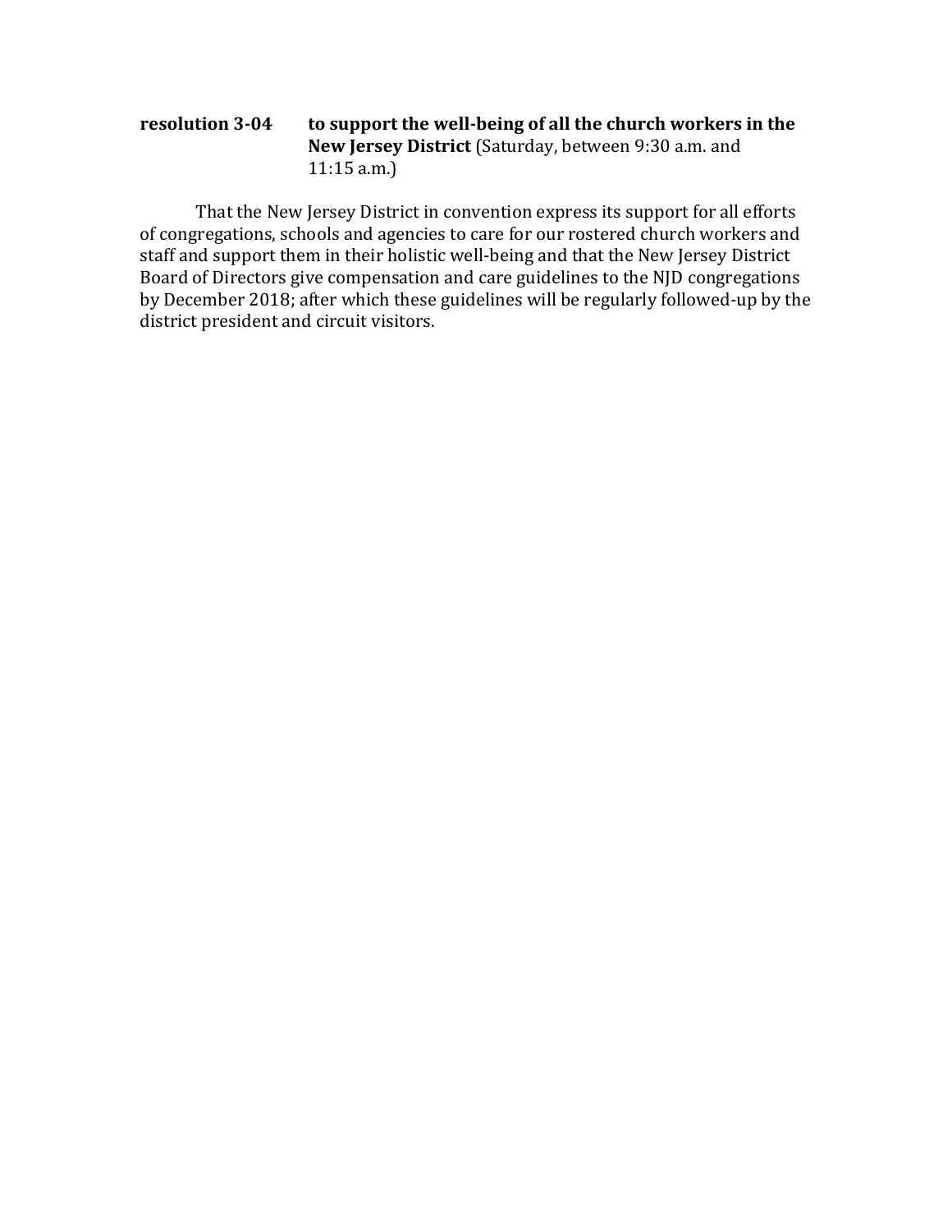**resolution 3-04** **to support the well-being of all the church workers in the New Jersey District** (Saturday, between 9:30 a.m. and 11:15 a.m.)

That the New Jersey District in convention express its support for all efforts of congregations, schools and agencies to care for our rostered church workers and staff and support them in their holistic well-being and that the New Jersey District Board of Directors give compensation and care guidelines to the NJD congregations by December 2018; after which these guidelines will be regularly followed-up by the district president and circuit visitors.